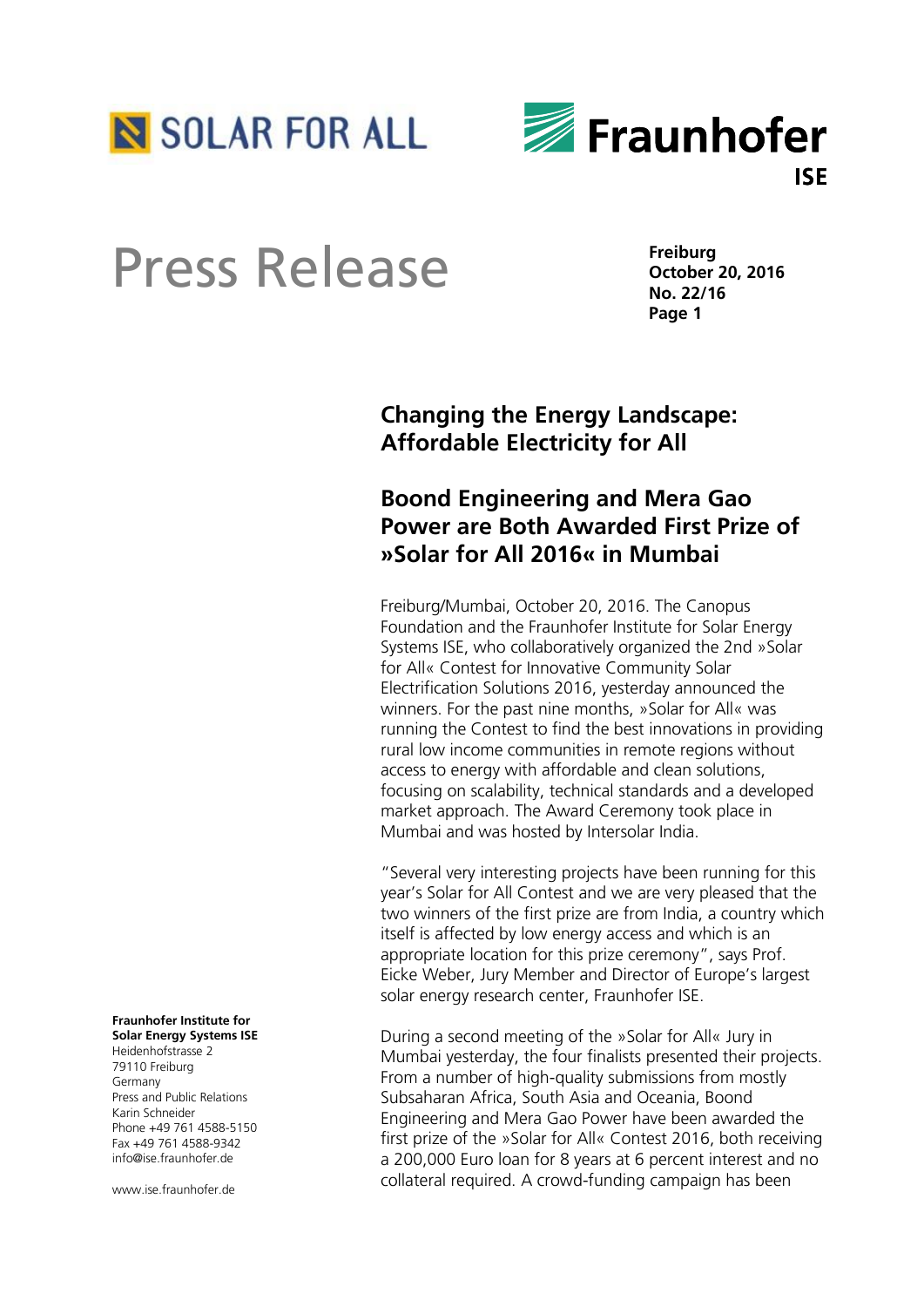SOLAR FOR ALL

Fraunhofer ISE

# Press Release

**Freiburg**
**October 20, 2016**
**No. 22/16**

## Changing the Energy Landscape: Affordable Electricity for All

## Boond Engineering and Mera Gao Power are Both Awarded First Prize of »Solar for All 2016« in Mumbai

Freiburg/Mumbai, October 20, 2016. The Canopus Foundation and the Fraunhofer Institute for Solar Energy Systems ISE, who collaboratively organized the 2nd »Solar for All« Contest for Innovative Community Solar Electrification Solutions 2016, yesterday announced the winners. For the past nine months, »Solar for All« was running the Contest to find the best innovations in providing rural low income communities in remote regions without access to energy with affordable and clean solutions, focusing on scalability, technical standards and a developed market approach. The Award Ceremony took place in Mumbai and was hosted by Intersolar India.

"Several very interesting projects have been running for this year's Solar for All Contest and we are very pleased that the two winners of the first prize are from India, a country which itself is affected by low energy access and which is an appropriate location for this prize ceremony", says Prof. Eicke Weber, Jury Member and Director of Europe's largest solar energy research center, Fraunhofer ISE.

During a second meeting of the »Solar for All« Jury in Mumbai yesterday, the four finalists presented their projects. From a number of high-quality submissions from mostly Subsaharan Africa, South Asia and Oceania, Boond Engineering and Mera Gao Power have been awarded the first prize of the »Solar for All« Contest 2016, both receiving a 200,000 Euro loan for 8 years at 6 percent interest and no collateral required. A crowd-funding campaign has been

**Fraunhofer Institute for Solar Energy Systems ISE**
Heidenhofstrasse 2
79110 Freiburg
Germany
Press and Public Relations
Karin Schneider
Phone +49 761 4588-5150
Fax +49 761 4588-9342
info@ise.fraunhofer.de

www.ise.fraunhofer.de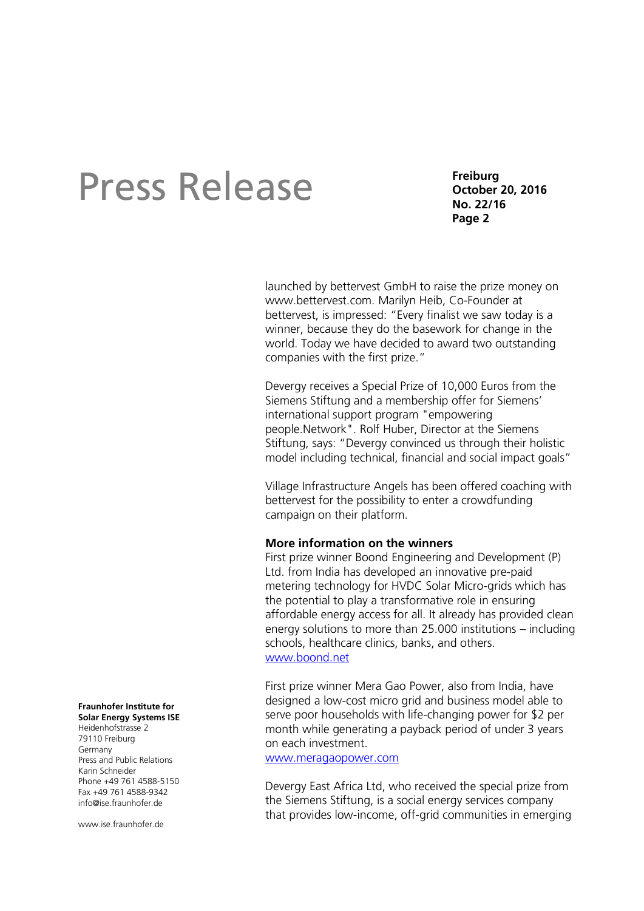launched by bettervest GmbH to raise the prize money on www.bettervest.com. Marilyn Heib, Co-Founder at bettervest, is impressed: "Every finalist we saw today is a winner, because they do the basework for change in the world. Today we have decided to award two outstanding companies with the first prize."

Devergy receives a Special Prize of 10,000 Euros from the Siemens Stiftung and a membership offer for Siemens' international support program "empowering people.Network". Rolf Huber, Director at the Siemens Stiftung, says: "Devergy convinced us through their holistic model including technical, financial and social impact goals"

Village Infrastructure Angels has been offered coaching with bettervest for the possibility to enter a crowdfunding campaign on their platform.

**More information on the winners**

First prize winner Boond Engineering and Development (P) Ltd. from India has developed an innovative pre-paid metering technology for HVDC Solar Micro-grids which has the potential to play a transformative role in ensuring affordable energy access for all. It already has provided clean energy solutions to more than 25.000 institutions – including schools, healthcare clinics, banks, and others.
www.boond.net

First prize winner Mera Gao Power, also from India, have designed a low-cost micro grid and business model able to serve poor households with life-changing power for $2 per month while generating a payback period of under 3 years on each investment.
www.meragaopower.com

Devergy East Africa Ltd, who received the special prize from the Siemens Stiftung, is a social energy services company that provides low-income, off-grid communities in emerging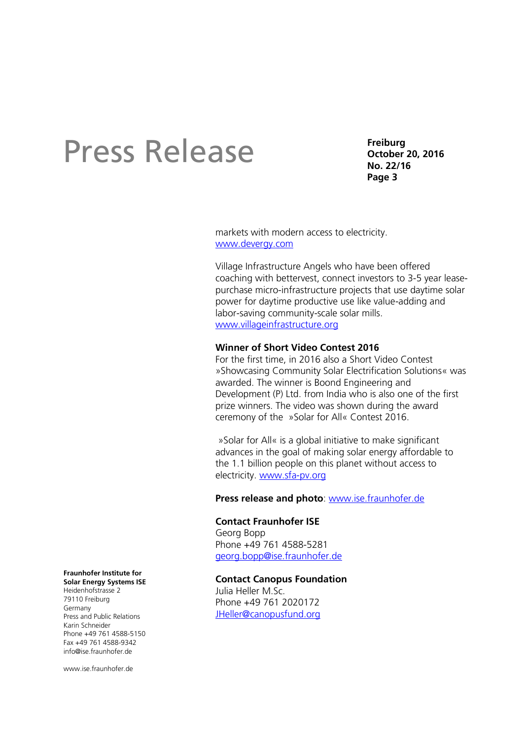markets with modern access to electricity.
www.devergy.com

Village Infrastructure Angels who have been offered coaching with bettervest, connect investors to 3-5 year lease-purchase micro-infrastructure projects that use daytime solar power for daytime productive use like value-adding and labor-saving community-scale solar mills.
www.villageinfrastructure.org

**Winner of Short Video Contest 2016**
For the first time, in 2016 also a Short Video Contest »Showcasing Community Solar Electrification Solutions« was awarded. The winner is Boond Engineering and Development (P) Ltd. from India who is also one of the first prize winners. The video was shown during the award ceremony of the »Solar for All« Contest 2016.

»Solar for All« is a global initiative to make significant advances in the goal of making solar energy affordable to the 1.1 billion people on this planet without access to electricity. www.sfa-pv.org

**Press release and photo**: www.ise.fraunhofer.de

**Contact Fraunhofer ISE**
Georg Bopp
Phone +49 761 4588-5281
georg.bopp@ise.fraunhofer.de

**Contact Canopus Foundation**
Julia Heller M.Sc.
Phone +49 761 2020172
JHeller@canopusfund.org

**Fraunhofer Institute for Solar Energy Systems ISE**
Heidenhofstrasse 2
79110 Freiburg
Germany
Press and Public Relations
Karin Schneider
Phone +49 761 4588-5150
Fax +49 761 4588-9342
info@ise.fraunhofer.de

www.ise.fraunhofer.de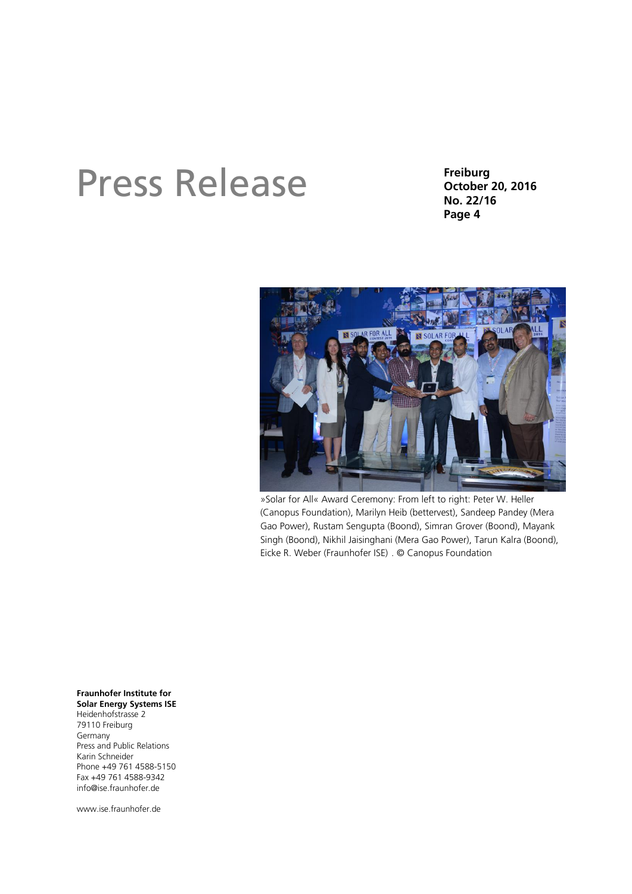»Solar for All« Award Ceremony: From left to right: Peter W. Heller (Canopus Foundation), Marilyn Heib (bettervest), Sandeep Pandey (Mera Gao Power), Rustam Sengupta (Boond), Simran Grover (Boond), Mayank Singh (Boond), Nikhil Jaisinghani (Mera Gao Power), Tarun Kalra (Boond), Eicke R. Weber (Fraunhofer ISE) . © Canopus Foundation

**Fraunhofer Institute for Solar Energy Systems ISE**
Heidenhofstrasse 2
79110 Freiburg
Germany
Press and Public Relations
Karin Schneider
Phone +49 761 4588-5150
Fax +49 761 4588-9342
info@ise.fraunhofer.de

www.ise.fraunhofer.de